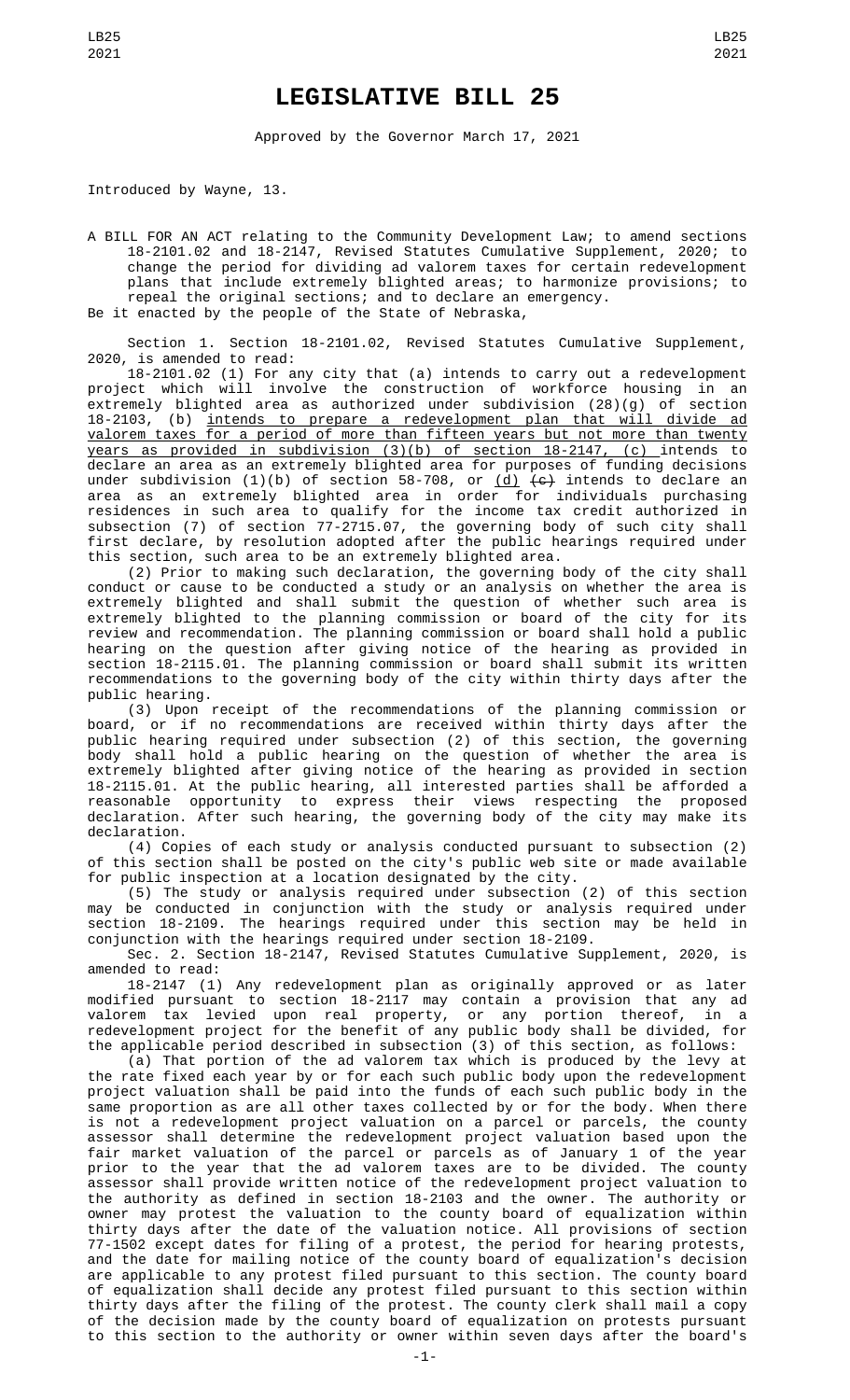# LEGISLATIVE BILL 25

Approved by the Governor March 17, 2021

Introduced by Wayne, 13.

A BILL FOR AN ACT relating to the Community Development Law; to amend sections 18-2101.02 and 18-2147, Revised Statutes Cumulative Supplement, 2020; to change the period for dividing ad valorem taxes for certain redevelopment plans that include extremely blighted areas; to harmonize provisions; to repeal the original sections; and to declare an emergency.

Be it enacted by the people of the State of Nebraska,

Section 1. Section 18-2101.02, Revised Statutes Cumulative Supplement, 2020, is amended to read:

18-2101.02 (1) For any city that (a) intends to carry out a redevelopment project which will involve the construction of workforce housing in an extremely blighted area as authorized under subdivision (28)(g) of section 18-2103, (b) intends to prepare a redevelopment plan that will divide ad valorem taxes for a period of more than fifteen years but not more than twenty years as provided in subdivision (3)(b) of section 18-2147, (c) intends to declare an area as an extremely blighted area for purposes of funding decisions under subdivision (1)(b) of section 58-708, or (d) ~~(c)~~ intends to declare an area as an extremely blighted area in order for individuals purchasing residences in such area to qualify for the income tax credit authorized in subsection (7) of section 77-2715.07, the governing body of such city shall first declare, by resolution adopted after the public hearings required under this section, such area to be an extremely blighted area.

(2) Prior to making such declaration, the governing body of the city shall conduct or cause to be conducted a study or an analysis on whether the area is extremely blighted and shall submit the question of whether such area is extremely blighted to the planning commission or board of the city for its review and recommendation. The planning commission or board shall hold a public hearing on the question after giving notice of the hearing as provided in section 18-2115.01. The planning commission or board shall submit its written recommendations to the governing body of the city within thirty days after the public hearing.

(3) Upon receipt of the recommendations of the planning commission or board, or if no recommendations are received within thirty days after the public hearing required under subsection (2) of this section, the governing body shall hold a public hearing on the question of whether the area is extremely blighted after giving notice of the hearing as provided in section 18-2115.01. At the public hearing, all interested parties shall be afforded a reasonable opportunity to express their views respecting the proposed declaration. After such hearing, the governing body of the city may make its declaration.

(4) Copies of each study or analysis conducted pursuant to subsection (2) of this section shall be posted on the city's public web site or made available for public inspection at a location designated by the city.

(5) The study or analysis required under subsection (2) of this section may be conducted in conjunction with the study or analysis required under section 18-2109. The hearings required under this section may be held in conjunction with the hearings required under section 18-2109.

Sec. 2. Section 18-2147, Revised Statutes Cumulative Supplement, 2020, is amended to read:

18-2147 (1) Any redevelopment plan as originally approved or as later modified pursuant to section 18-2117 may contain a provision that any ad valorem tax levied upon real property, or any portion thereof, in a redevelopment project for the benefit of any public body shall be divided, for the applicable period described in subsection (3) of this section, as follows:

(a) That portion of the ad valorem tax which is produced by the levy at the rate fixed each year by or for each such public body upon the redevelopment project valuation shall be paid into the funds of each such public body in the same proportion as are all other taxes collected by or for the body. When there is not a redevelopment project valuation on a parcel or parcels, the county assessor shall determine the redevelopment project valuation based upon the fair market valuation of the parcel or parcels as of January 1 of the year prior to the year that the ad valorem taxes are to be divided. The county assessor shall provide written notice of the redevelopment project valuation to the authority as defined in section 18-2103 and the owner. The authority or owner may protest the valuation to the county board of equalization within thirty days after the date of the valuation notice. All provisions of section 77-1502 except dates for filing of a protest, the period for hearing protests, and the date for mailing notice of the county board of equalization's decision are applicable to any protest filed pursuant to this section. The county board of equalization shall decide any protest filed pursuant to this section within thirty days after the filing of the protest. The county clerk shall mail a copy of the decision made by the county board of equalization on protests pursuant to this section to the authority or owner within seven days after the board's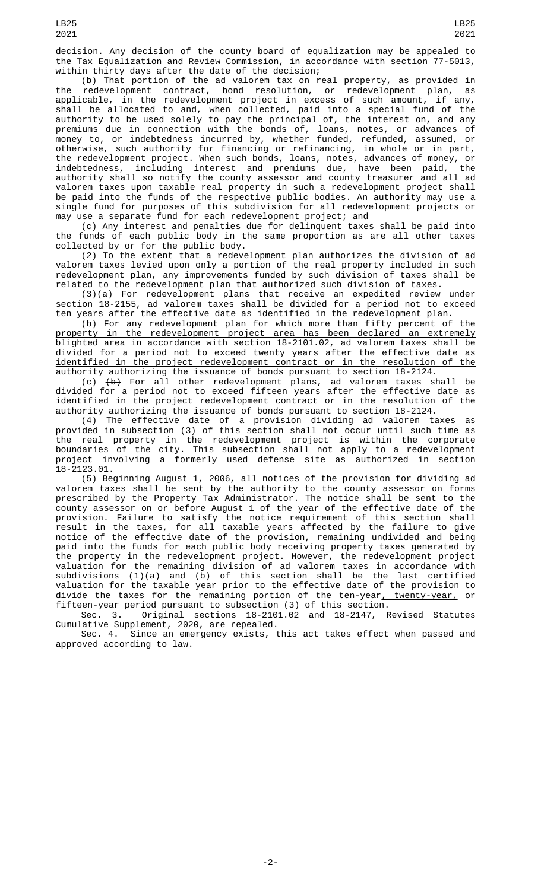decision. Any decision of the county board of equalization may be appealed to the Tax Equalization and Review Commission, in accordance with section 77-5013, within thirty days after the date of the decision;

(b) That portion of the ad valorem tax on real property, as provided in the redevelopment contract, bond resolution, or redevelopment plan, as applicable, in the redevelopment project in excess of such amount, if any, shall be allocated to and, when collected, paid into a special fund of the authority to be used solely to pay the principal of, the interest on, and any premiums due in connection with the bonds of, loans, notes, or advances of money to, or indebtedness incurred by, whether funded, refunded, assumed, or otherwise, such authority for financing or refinancing, in whole or in part, the redevelopment project. When such bonds, loans, notes, advances of money, or indebtedness, including interest and premiums due, have been paid, the authority shall so notify the county assessor and county treasurer and all ad valorem taxes upon taxable real property in such a redevelopment project shall be paid into the funds of the respective public bodies. An authority may use a single fund for purposes of this subdivision for all redevelopment projects or may use a separate fund for each redevelopment project; and

(c) Any interest and penalties due for delinquent taxes shall be paid into the funds of each public body in the same proportion as are all other taxes collected by or for the public body.

(2) To the extent that a redevelopment plan authorizes the division of ad valorem taxes levied upon only a portion of the real property included in such redevelopment plan, any improvements funded by such division of taxes shall be related to the redevelopment plan that authorized such division of taxes.

(3)(a) For redevelopment plans that receive an expedited review under section 18-2155, ad valorem taxes shall be divided for a period not to exceed ten years after the effective date as identified in the redevelopment plan.

<u>(b) For any redevelopment plan for which more than fifty percent of the property in the redevelopment project area has been declared an extremely blighted area in accordance with section 18-2101.02, ad valorem taxes shall be divided for a period not to exceed twenty years after the effective date as identified in the project redevelopment contract or in the resolution of the authority authorizing the issuance of bonds pursuant to section 18-2124.</u>

<u>(c)</u> ~~(b)~~ For all other redevelopment plans, ad valorem taxes shall be divided for a period not to exceed fifteen years after the effective date as identified in the project redevelopment contract or in the resolution of the authority authorizing the issuance of bonds pursuant to section 18-2124.

(4) The effective date of a provision dividing ad valorem taxes as provided in subsection (3) of this section shall not occur until such time as the real property in the redevelopment project is within the corporate boundaries of the city. This subsection shall not apply to a redevelopment project involving a formerly used defense site as authorized in section 18-2123.01.

(5) Beginning August 1, 2006, all notices of the provision for dividing ad valorem taxes shall be sent by the authority to the county assessor on forms prescribed by the Property Tax Administrator. The notice shall be sent to the county assessor on or before August 1 of the year of the effective date of the provision. Failure to satisfy the notice requirement of this section shall result in the taxes, for all taxable years affected by the failure to give notice of the effective date of the provision, remaining undivided and being paid into the funds for each public body receiving property taxes generated by the property in the redevelopment project. However, the redevelopment project valuation for the remaining division of ad valorem taxes in accordance with subdivisions (1)(a) and (b) of this section shall be the last certified valuation for the taxable year prior to the effective date of the provision to divide the taxes for the remaining portion of the ten-year<u>, twenty-year,</u> or fifteen-year period pursuant to subsection (3) of this section.

Sec. 3. Original sections 18-2101.02 and 18-2147, Revised Statutes Cumulative Supplement, 2020, are repealed.

Sec. 4. Since an emergency exists, this act takes effect when passed and approved according to law.